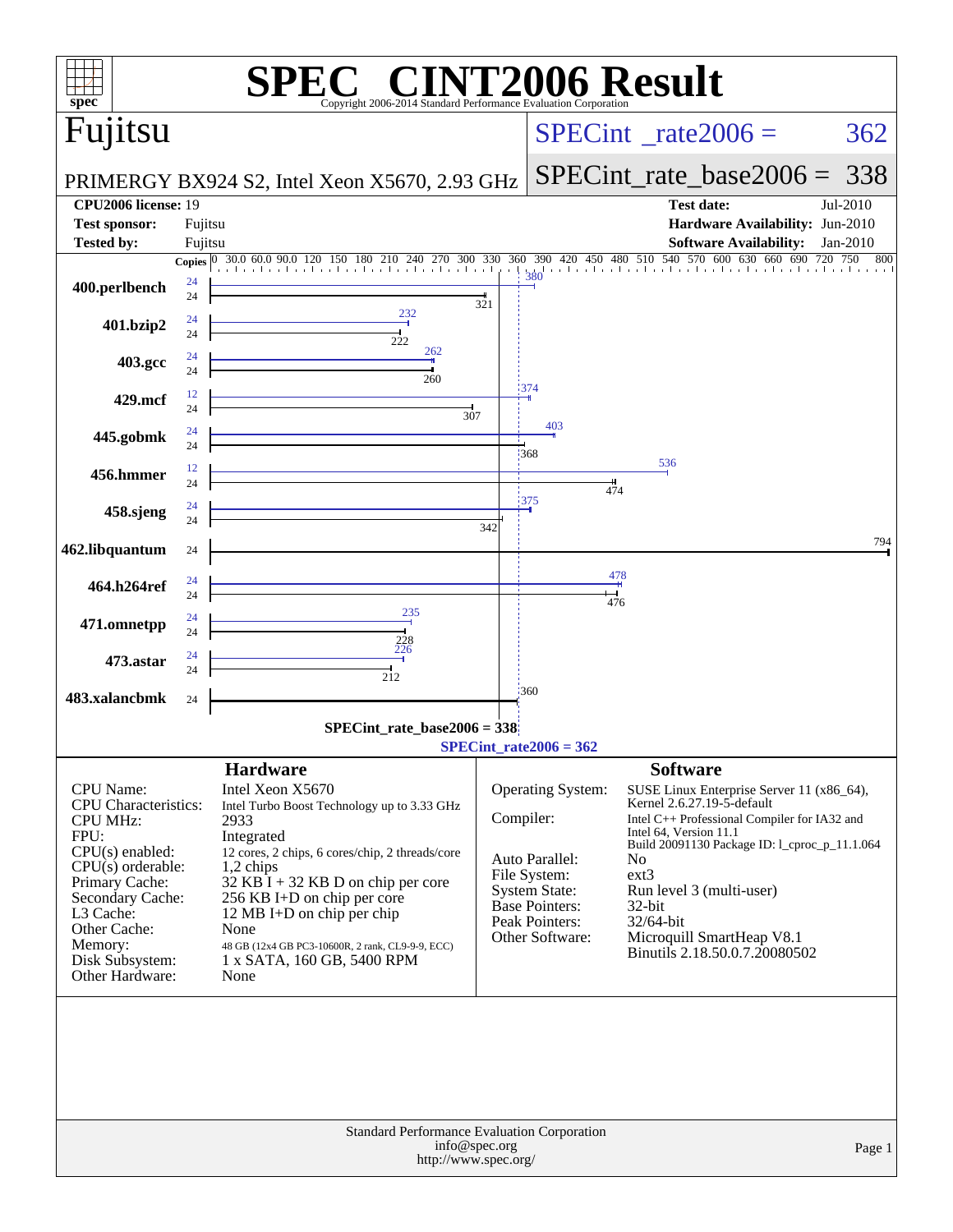# SPEC CINT2006 Result

Copyright 2006-2014 Standard Performance Evaluation Corporation

## Fujitsu

PRIMERGY BX924 S2, Intel Xeon X5670, 2.93 GHz

SPECint_rate2006 = 362

SPECint_rate_base2006 = 338

| | | | |
|---|---|---|---|
| **CPU2006 license:** 19 | | **Test date:** | Jul-2010 |
| **Test sponsor:** | Fujitsu | **Hardware Availability:** | Jun-2010 |
| **Tested by:** | Fujitsu | **Software Availability:** | Jan-2010 |

| Benchmark | Copies (peak) | Peak | Copies (base) | Base |
|---|---|---|---|---|
| 400.perlbench | 24 | 380 | 24 | 321 |
| 401.bzip2 | 24 | 232 | 24 | 222 |
| 403.gcc | 24 | 262 | 24 | 260 |
| 429.mcf | 12 | 374 | 24 | 307 |
| 445.gobmk | 24 | 403 | 24 | 368 |
| 456.hmmer | 12 | 536 | 24 | 474 |
| 458.sjeng | 24 | 375 | 24 | 342 |
| 462.libquantum | | | 24 | 794 |
| 464.h264ref | 24 | 478 | 24 | 476 |
| 471.omnetpp | 24 | 235 | 24 | 228 |
| 473.astar | 24 | 226 | 24 | 212 |
| 483.xalancbmk | | | 24 | 360 |

SPECint_rate_base2006 = 338

SPECint_rate2006 = 362

### Hardware

| | |
|---|---|
| CPU Name: | Intel Xeon X5670 |
| CPU Characteristics: | Intel Turbo Boost Technology up to 3.33 GHz |
| CPU MHz: | 2933 |
| FPU: | Integrated |
| CPU(s) enabled: | 12 cores, 2 chips, 6 cores/chip, 2 threads/core |
| CPU(s) orderable: | 1,2 chips |
| Primary Cache: | 32 KB I + 32 KB D on chip per core |
| Secondary Cache: | 256 KB I+D on chip per core |
| L3 Cache: | 12 MB I+D on chip per chip |
| Other Cache: | None |
| Memory: | 48 GB (12x4 GB PC3-10600R, 2 rank, CL9-9-9, ECC) |
| Disk Subsystem: | 1 x SATA, 160 GB, 5400 RPM |
| Other Hardware: | None |

### Software

| | |
|---|---|
| Operating System: | SUSE Linux Enterprise Server 11 (x86_64), Kernel 2.6.27.19-5-default |
| Compiler: | Intel C++ Professional Compiler for IA32 and Intel 64, Version 11.1 Build 20091130 Package ID: l_cproc_p_11.1.064 |
| Auto Parallel: | No |
| File System: | ext3 |
| System State: | Run level 3 (multi-user) |
| Base Pointers: | 32-bit |
| Peak Pointers: | 32/64-bit |
| Other Software: | Microquill SmartHeap V8.1 Binutils 2.18.50.0.7.20080502 |

Standard Performance Evaluation Corporation
info@spec.org
http://www.spec.org/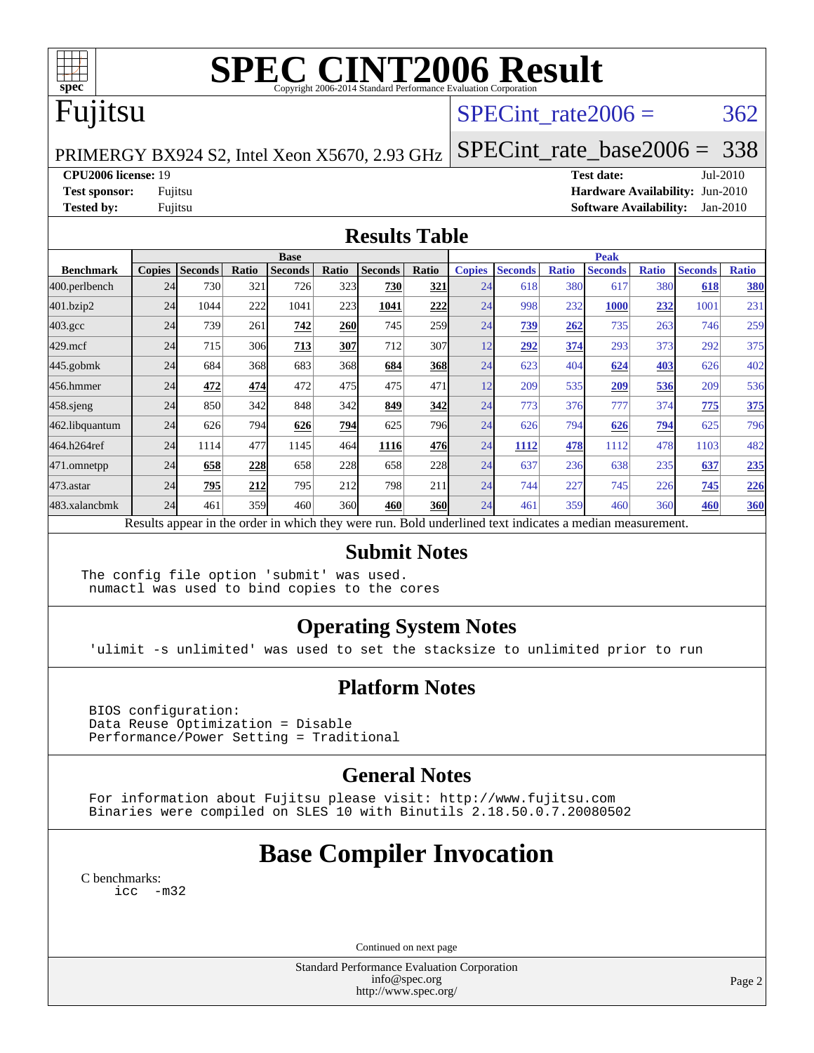# SPEC CINT2006 Result

Copyright 2006-2014 Standard Performance Evaluation Corporation

## Fujitsu

PRIMERGY BX924 S2, Intel Xeon X5670, 2.93 GHz

SPECint_rate2006 = 362

SPECint_rate_base2006 = 338

**CPU2006 license:** 19
**Test sponsor:** Fujitsu
**Tested by:** Fujitsu

**Test date:** Jul-2010
**Hardware Availability:** Jun-2010
**Software Availability:** Jan-2010

## Results Table

| | Base | | | | | | | Peak | | | | | | |
|---|---|---|---|---|---|---|---|---|---|---|---|---|---|---|
| **Benchmark** | **Copies** | **Seconds** | **Ratio** | **Seconds** | **Ratio** | **Seconds** | **Ratio** | **Copies** | **Seconds** | **Ratio** | **Seconds** | **Ratio** | **Seconds** | **Ratio** |
| 400.perlbench | 24 | 730 | 321 | 726 | 323 | **730** | **321** | 24 | 618 | 380 | 617 | 380 | **618** | **380** |
| 401.bzip2 | 24 | 1044 | 222 | 1041 | 223 | **1041** | **222** | 24 | 998 | 232 | **1000** | **232** | 1001 | 231 |
| 403.gcc | 24 | 739 | 261 | **742** | **260** | 745 | 259 | 24 | **739** | **262** | 735 | 263 | 746 | 259 |
| 429.mcf | 24 | 715 | 306 | **713** | **307** | 712 | 307 | 12 | **292** | **374** | 293 | 373 | 292 | 375 |
| 445.gobmk | 24 | 684 | 368 | 683 | 368 | **684** | **368** | 24 | 623 | 404 | **624** | **403** | 626 | 402 |
| 456.hmmer | 24 | **472** | **474** | 472 | 475 | 475 | 471 | 12 | 209 | 535 | **209** | **536** | 209 | 536 |
| 458.sjeng | 24 | 850 | 342 | 848 | 342 | **849** | **342** | 24 | 773 | 376 | 777 | 374 | **775** | **375** |
| 462.libquantum | 24 | 626 | 794 | **626** | **794** | 625 | 796 | 24 | 626 | 794 | **626** | **794** | 625 | 796 |
| 464.h264ref | 24 | 1114 | 477 | 1145 | 464 | **1116** | **476** | 24 | **1112** | **478** | 1112 | 478 | 1103 | 482 |
| 471.omnetpp | 24 | **658** | **228** | 658 | 228 | 658 | 228 | 24 | 637 | 236 | 638 | 235 | **637** | **235** |
| 473.astar | 24 | **795** | **212** | 795 | 212 | 798 | 211 | 24 | 744 | 227 | 745 | 226 | **745** | **226** |
| 483.xalancbmk | 24 | 461 | 359 | 460 | 360 | **460** | **360** | 24 | 461 | 359 | 460 | 360 | **460** | **360** |

Results appear in the order in which they were run. Bold underlined text indicates a median measurement.

## Submit Notes

```
The config file option 'submit' was used.
 numactl was used to bind copies to the cores
```

## Operating System Notes

```
'ulimit -s unlimited' was used to set the stacksize to unlimited prior to run
```

## Platform Notes

```
BIOS configuration:
Data Reuse Optimization = Disable
Performance/Power Setting = Traditional
```

## General Notes

```
For information about Fujitsu please visit: http://www.fujitsu.com
Binaries were compiled on SLES 10 with Binutils 2.18.50.0.7.20080502
```

# Base Compiler Invocation

C benchmarks:
```
icc  -m32
```

Continued on next page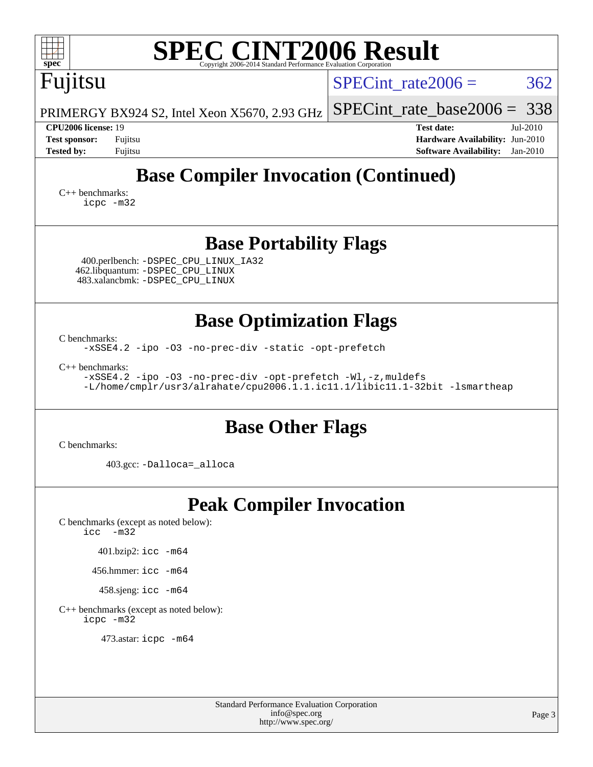# SPEC CINT2006 Result

Copyright 2006-2014 Standard Performance Evaluation Corporation

## Fujitsu

PRIMERGY BX924 S2, Intel Xeon X5670, 2.93 GHz

SPECint_rate2006 = 362

SPECint_rate_base2006 = 338

**CPU2006 license:** 19
**Test sponsor:** Fujitsu
**Tested by:** Fujitsu

**Test date:** Jul-2010
**Hardware Availability:** Jun-2010
**Software Availability:** Jan-2010

## Base Compiler Invocation (Continued)

C++ benchmarks:
```
icpc -m32
```

## Base Portability Flags

400.perlbench: `-DSPEC_CPU_LINUX_IA32`
462.libquantum: `-DSPEC_CPU_LINUX`
483.xalancbmk: `-DSPEC_CPU_LINUX`

## Base Optimization Flags

C benchmarks:
```
-xSSE4.2 -ipo -O3 -no-prec-div -static -opt-prefetch
```

C++ benchmarks:
```
-xSSE4.2 -ipo -O3 -no-prec-div -opt-prefetch -Wl,-z,muldefs
-L/home/cmplr/usr3/alrahate/cpu2006.1.1.ic11.1/libic11.1-32bit -lsmartheap
```

## Base Other Flags

C benchmarks:

403.gcc: `-Dalloca=_alloca`

## Peak Compiler Invocation

C benchmarks (except as noted below):
```
icc -m32
```

401.bzip2: `icc -m64`

456.hmmer: `icc -m64`

458.sjeng: `icc -m64`

C++ benchmarks (except as noted below):
```
icpc -m32
```

473.astar: `icpc -m64`

Standard Performance Evaluation Corporation
info@spec.org
http://www.spec.org/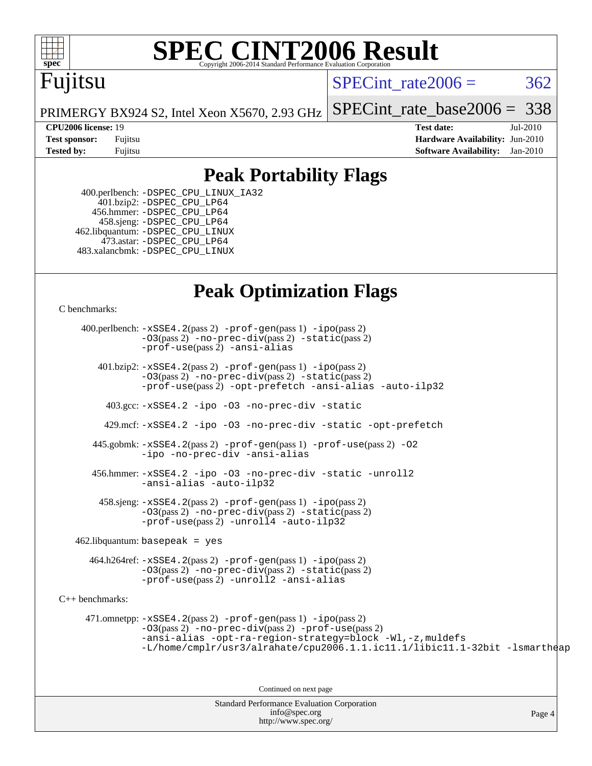# SPEC CINT2006 Result

Fujitsu

PRIMERGY BX924 S2, Intel Xeon X5670, 2.93 GHz

SPECint_rate2006 = 362

SPECint_rate_base2006 = 338

**CPU2006 license:** 19
**Test sponsor:** Fujitsu
**Tested by:** Fujitsu

**Test date:** Jul-2010
**Hardware Availability:** Jun-2010
**Software Availability:** Jan-2010

## Peak Portability Flags

400.perlbench: -DSPEC_CPU_LINUX_IA32
401.bzip2: -DSPEC_CPU_LP64
456.hmmer: -DSPEC_CPU_LP64
458.sjeng: -DSPEC_CPU_LP64
462.libquantum: -DSPEC_CPU_LINUX
473.astar: -DSPEC_CPU_LP64
483.xalancbmk: -DSPEC_CPU_LINUX

## Peak Optimization Flags

C benchmarks:

400.perlbench: -xSSE4.2(pass 2) -prof-gen(pass 1) -ipo(pass 2) -O3(pass 2) -no-prec-div(pass 2) -static(pass 2) -prof-use(pass 2) -ansi-alias

401.bzip2: -xSSE4.2(pass 2) -prof-gen(pass 1) -ipo(pass 2) -O3(pass 2) -no-prec-div(pass 2) -static(pass 2) -prof-use(pass 2) -opt-prefetch -ansi-alias -auto-ilp32

403.gcc: -xSSE4.2 -ipo -O3 -no-prec-div -static

429.mcf: -xSSE4.2 -ipo -O3 -no-prec-div -static -opt-prefetch

445.gobmk: -xSSE4.2(pass 2) -prof-gen(pass 1) -prof-use(pass 2) -O2 -ipo -no-prec-div -ansi-alias

456.hmmer: -xSSE4.2 -ipo -O3 -no-prec-div -static -unroll2 -ansi-alias -auto-ilp32

458.sjeng: -xSSE4.2(pass 2) -prof-gen(pass 1) -ipo(pass 2) -O3(pass 2) -no-prec-div(pass 2) -static(pass 2) -prof-use(pass 2) -unroll4 -auto-ilp32

462.libquantum: basepeak = yes

464.h264ref: -xSSE4.2(pass 2) -prof-gen(pass 1) -ipo(pass 2) -O3(pass 2) -no-prec-div(pass 2) -static(pass 2) -prof-use(pass 2) -unroll2 -ansi-alias

C++ benchmarks:

471.omnetpp: -xSSE4.2(pass 2) -prof-gen(pass 1) -ipo(pass 2) -O3(pass 2) -no-prec-div(pass 2) -prof-use(pass 2) -ansi-alias -opt-ra-region-strategy=block -Wl,-z,muldefs -L/home/cmplr/usr3/alrahate/cpu2006.1.1.ic11.1/libic11.1-32bit -lsmartheap

Continued on next page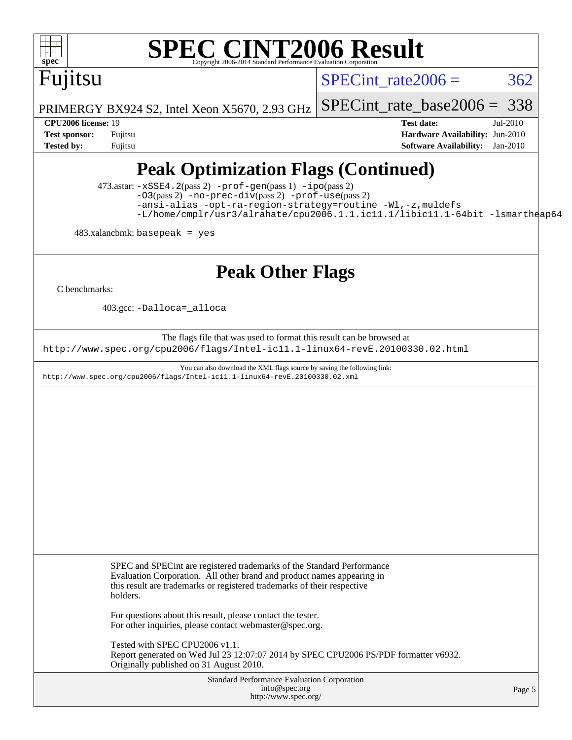# SPEC CINT2006 Result

Copyright 2006-2014 Standard Performance Evaluation Corporation

Fujitsu

PRIMERGY BX924 S2, Intel Xeon X5670, 2.93 GHz

SPECint_rate2006 = 362

SPECint_rate_base2006 = 338

**CPU2006 license:** 19
**Test sponsor:** Fujitsu
**Tested by:** Fujitsu

**Test date:** Jul-2010
**Hardware Availability:** Jun-2010
**Software Availability:** Jan-2010

## Peak Optimization Flags (Continued)

473.astar: -xSSE4.2(pass 2) -prof-gen(pass 1) -ipo(pass 2) -O3(pass 2) -no-prec-div(pass 2) -prof-use(pass 2) -ansi-alias -opt-ra-region-strategy=routine -Wl,-z,muldefs -L/home/cmplr/usr3/alrahate/cpu2006.1.1.ic11.1/libic11.1-64bit -lsmartheap64

483.xalancbmk: basepeak = yes

## Peak Other Flags

C benchmarks:

403.gcc: -Dalloca=_alloca

The flags file that was used to format this result can be browsed at
http://www.spec.org/cpu2006/flags/Intel-ic11.1-linux64-revE.20100330.02.html

You can also download the XML flags source by saving the following link:
http://www.spec.org/cpu2006/flags/Intel-ic11.1-linux64-revE.20100330.02.xml

SPEC and SPECint are registered trademarks of the Standard Performance Evaluation Corporation. All other brand and product names appearing in this result are trademarks or registered trademarks of their respective holders.

For questions about this result, please contact the tester.
For other inquiries, please contact webmaster@spec.org.

Tested with SPEC CPU2006 v1.1.
Report generated on Wed Jul 23 12:07:07 2014 by SPEC CPU2006 PS/PDF formatter v6932.
Originally published on 31 August 2010.

Standard Performance Evaluation Corporation
info@spec.org
http://www.spec.org/